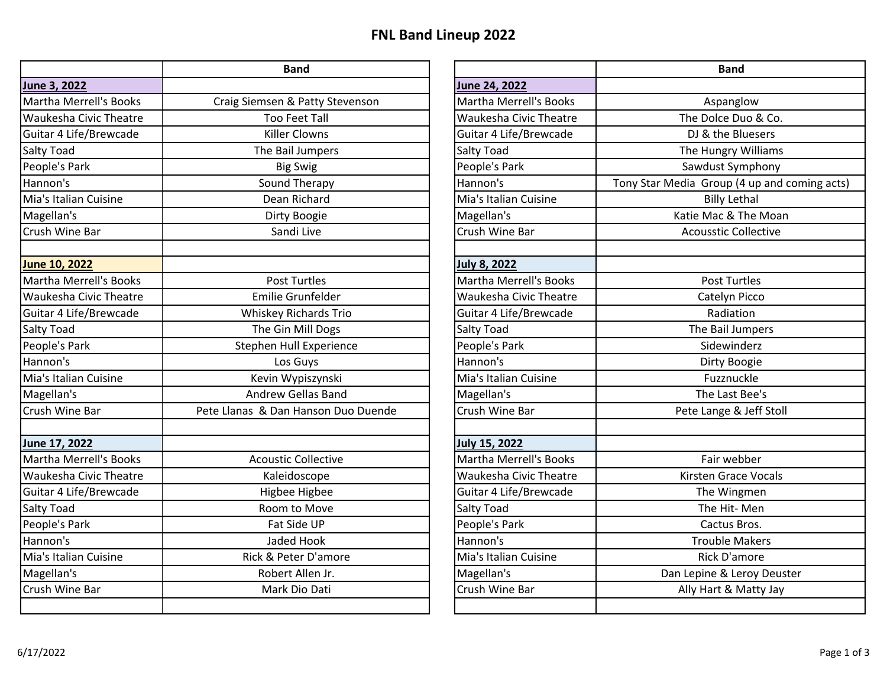# FNL Band Lineup 2022

| | Band |
|---|---|
| **June 3, 2022** | |
| Martha Merrell's Books | Craig Siemsen & Patty Stevenson |
| Waukesha Civic Theatre | Too Feet Tall |
| Guitar 4 Life/Brewcade | Killer Clowns |
| Salty Toad | The Bail Jumpers |
| People's Park | Big Swig |
| Hannon's | Sound Therapy |
| Mia's Italian Cuisine | Dean Richard |
| Magellan's | Dirty Boogie |
| Crush Wine Bar | Sandi Live |
| | |
| **June 10, 2022** | |
| Martha Merrell's Books | Post Turtles |
| Waukesha Civic Theatre | Emilie Grunfelder |
| Guitar 4 Life/Brewcade | Whiskey Richards Trio |
| Salty Toad | The Gin Mill Dogs |
| People's Park | Stephen Hull Experience |
| Hannon's | Los Guys |
| Mia's Italian Cuisine | Kevin Wypiszynski |
| Magellan's | Andrew Gellas Band |
| Crush Wine Bar | Pete Llanas & Dan Hanson Duo Duende |
| | |
| **June 17, 2022** | |
| Martha Merrell's Books | Acoustic Collective |
| Waukesha Civic Theatre | Kaleidoscope |
| Guitar 4 Life/Brewcade | Higbee Higbee |
| Salty Toad | Room to Move |
| People's Park | Fat Side UP |
| Hannon's | Jaded Hook |
| Mia's Italian Cuisine | Rick & Peter D'amore |
| Magellan's | Robert Allen Jr. |
| Crush Wine Bar | Mark Dio Dati |

| | Band |
|---|---|
| **June 24, 2022** | |
| Martha Merrell's Books | Aspanglow |
| Waukesha Civic Theatre | The Dolce Duo & Co. |
| Guitar 4 Life/Brewcade | DJ & the Bluesers |
| Salty Toad | The Hungry Williams |
| People's Park | Sawdust Symphony |
| Hannon's | Tony Star Media Group (4 up and coming acts) |
| Mia's Italian Cuisine | Billy Lethal |
| Magellan's | Katie Mac & The Moan |
| Crush Wine Bar | Acousstic Collective |
| | |
| **July 8, 2022** | |
| Martha Merrell's Books | Post Turtles |
| Waukesha Civic Theatre | Catelyn Picco |
| Guitar 4 Life/Brewcade | Radiation |
| Salty Toad | The Bail Jumpers |
| People's Park | Sidewinderz |
| Hannon's | Dirty Boogie |
| Mia's Italian Cuisine | Fuzznuckle |
| Magellan's | The Last Bee's |
| Crush Wine Bar | Pete Lange & Jeff Stoll |
| | |
| **July 15, 2022** | |
| Martha Merrell's Books | Fair webber |
| Waukesha Civic Theatre | Kirsten Grace Vocals |
| Guitar 4 Life/Brewcade | The Wingmen |
| Salty Toad | The Hit- Men |
| People's Park | Cactus Bros. |
| Hannon's | Trouble Makers |
| Mia's Italian Cuisine | Rick D'amore |
| Magellan's | Dan Lepine & Leroy Deuster |
| Crush Wine Bar | Ally Hart & Matty Jay |

6/17/2022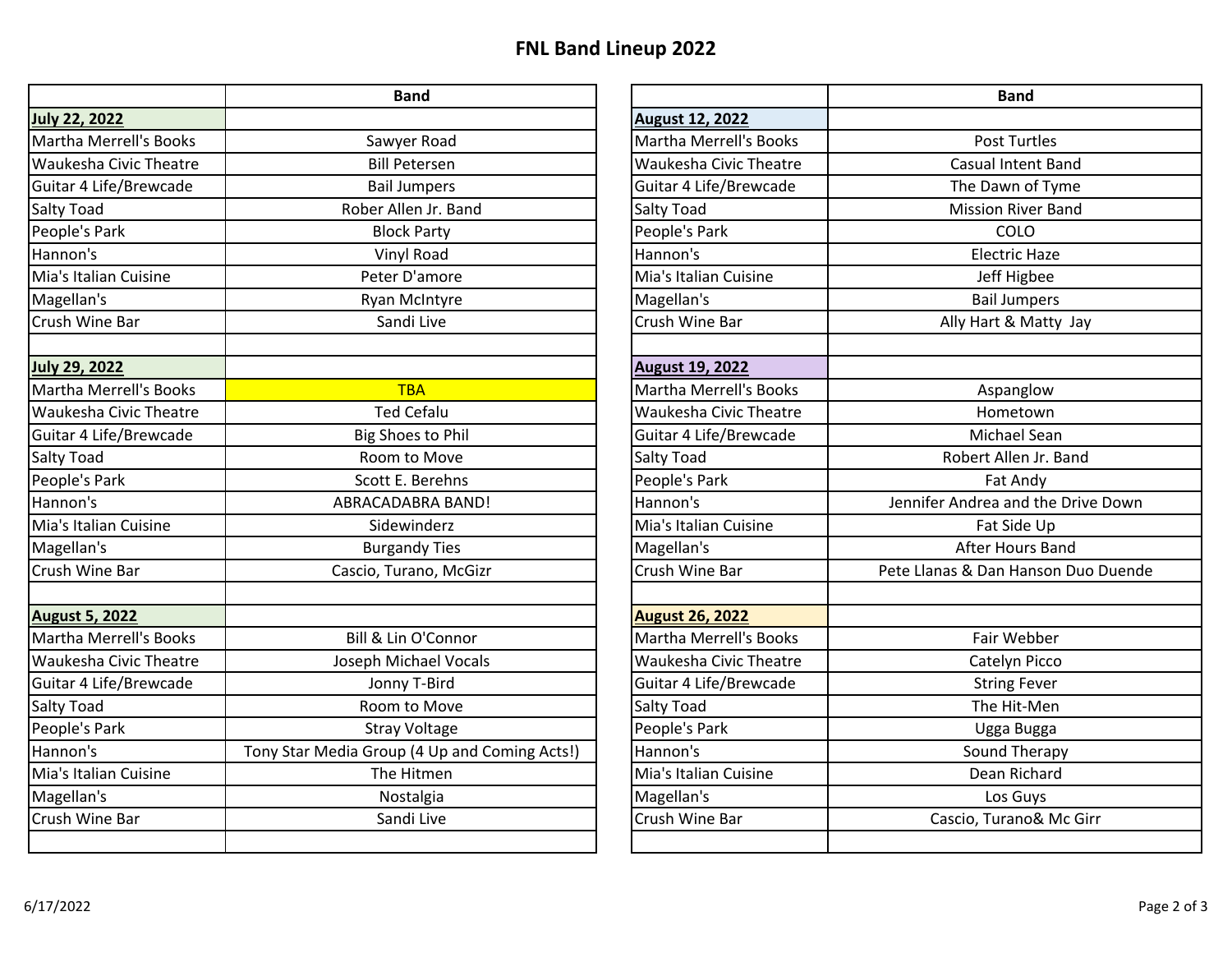# FNL Band Lineup 2022

| | Band |
|---|---|
| **July 22, 2022** | |
| Martha Merrell's Books | Sawyer Road |
| Waukesha Civic Theatre | Bill Petersen |
| Guitar 4 Life/Brewcade | Bail Jumpers |
| Salty Toad | Rober Allen Jr. Band |
| People's Park | Block Party |
| Hannon's | Vinyl Road |
| Mia's Italian Cuisine | Peter D'amore |
| Magellan's | Ryan McIntyre |
| Crush Wine Bar | Sandi Live |
| | |
| **July 29, 2022** | |
| Martha Merrell's Books | TBA |
| Waukesha Civic Theatre | Ted Cefalu |
| Guitar 4 Life/Brewcade | Big Shoes to Phil |
| Salty Toad | Room to Move |
| People's Park | Scott E. Berehns |
| Hannon's | ABRACADABRA BAND! |
| Mia's Italian Cuisine | Sidewinderz |
| Magellan's | Burgandy Ties |
| Crush Wine Bar | Cascio, Turano, McGizr |
| | |
| **August 5, 2022** | |
| Martha Merrell's Books | Bill & Lin O'Connor |
| Waukesha Civic Theatre | Joseph Michael Vocals |
| Guitar 4 Life/Brewcade | Jonny T-Bird |
| Salty Toad | Room to Move |
| People's Park | Stray Voltage |
| Hannon's | Tony Star Media Group (4 Up and Coming Acts!) |
| Mia's Italian Cuisine | The Hitmen |
| Magellan's | Nostalgia |
| Crush Wine Bar | Sandi Live |

| | Band |
|---|---|
| **August 12, 2022** | |
| Martha Merrell's Books | Post Turtles |
| Waukesha Civic Theatre | Casual Intent Band |
| Guitar 4 Life/Brewcade | The Dawn of Tyme |
| Salty Toad | Mission River Band |
| People's Park | COLO |
| Hannon's | Electric Haze |
| Mia's Italian Cuisine | Jeff Higbee |
| Magellan's | Bail Jumpers |
| Crush Wine Bar | Ally Hart & Matty Jay |
| | |
| **August 19, 2022** | |
| Martha Merrell's Books | Aspanglow |
| Waukesha Civic Theatre | Hometown |
| Guitar 4 Life/Brewcade | Michael Sean |
| Salty Toad | Robert Allen Jr. Band |
| People's Park | Fat Andy |
| Hannon's | Jennifer Andrea and the Drive Down |
| Mia's Italian Cuisine | Fat Side Up |
| Magellan's | After Hours Band |
| Crush Wine Bar | Pete Llanas & Dan Hanson Duo Duende |
| | |
| **August 26, 2022** | |
| Martha Merrell's Books | Fair Webber |
| Waukesha Civic Theatre | Catelyn Picco |
| Guitar 4 Life/Brewcade | String Fever |
| Salty Toad | The Hit-Men |
| People's Park | Ugga Bugga |
| Hannon's | Sound Therapy |
| Mia's Italian Cuisine | Dean Richard |
| Magellan's | Los Guys |
| Crush Wine Bar | Cascio, Turano& Mc Girr |

6/17/2022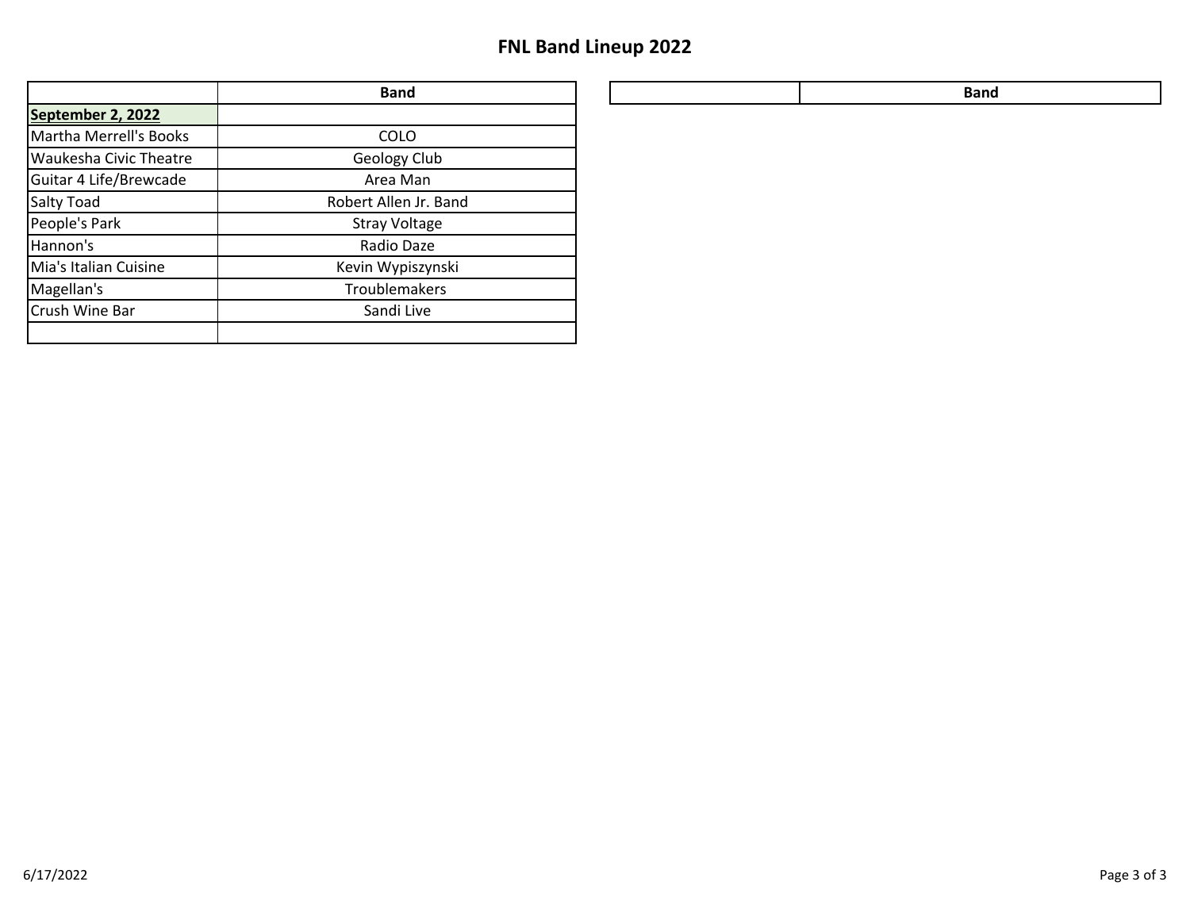# FNL Band Lineup 2022

| | Band |
|---|---|
| **September 2, 2022** | |
| Martha Merrell's Books | COLO |
| Waukesha Civic Theatre | Geology Club |
| Guitar 4 Life/Brewcade | Area Man |
| Salty Toad | Robert Allen Jr. Band |
| People's Park | Stray Voltage |
| Hannon's | Radio Daze |
| Mia's Italian Cuisine | Kevin Wypiszynski |
| Magellan's | Troublemakers |
| Crush Wine Bar | Sandi Live |
| | |

| | Band |
|---|---|

6/17/2022